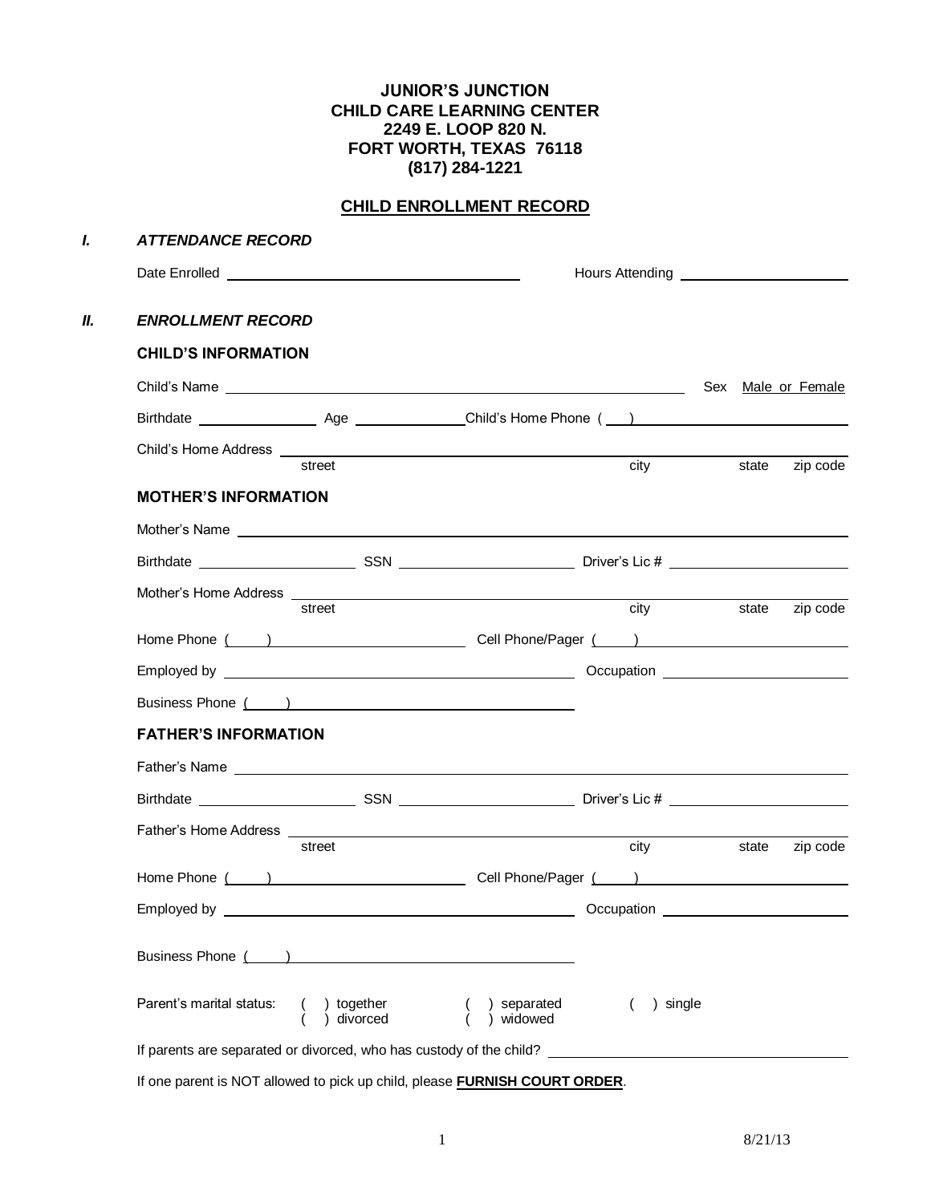**JUNIOR'S JUNCTION**
**CHILD CARE LEARNING CENTER**
**2249 E. LOOP 820 N.**
**FORT WORTH, TEXAS 76118**
**(817) 284-1221**

# CHILD ENROLLMENT RECORD

## I. *ATTENDANCE RECORD*

Date Enrolled ______________________ Hours Attending ______________________

## II. *ENROLLMENT RECORD*

### CHILD'S INFORMATION

Child's Name ______________________________________ Sex Male or Female

Birthdate ____________ Age ____________ Child's Home Phone ( ) ______________________

Child's Home Address ______________________________________________________
street city state zip code

### MOTHER'S INFORMATION

Mother's Name ______________________________________________________

Birthdate ________________ SSN ________________ Driver's Lic # ________________

Mother's Home Address ______________________________________________________
street city state zip code

Home Phone ( ) ______________________ Cell Phone/Pager ( ) ______________________

Employed by ______________________________ Occupation ______________________

Business Phone ( ) ______________________________

### FATHER'S INFORMATION

Father's Name ______________________________________________________

Birthdate ________________ SSN ________________ Driver's Lic # ________________

Father's Home Address ______________________________________________________
street city state zip code

Home Phone ( ) ______________________ Cell Phone/Pager ( ) ______________________

Employed by ______________________________ Occupation ______________________

Business Phone ( ) ______________________________

Parent's marital status: ( ) together ( ) separated ( ) single
( ) divorced ( ) widowed

If parents are separated or divorced, who has custody of the child? ______________________________

If one parent is NOT allowed to pick up child, please **FURNISH COURT ORDER**.

8/21/13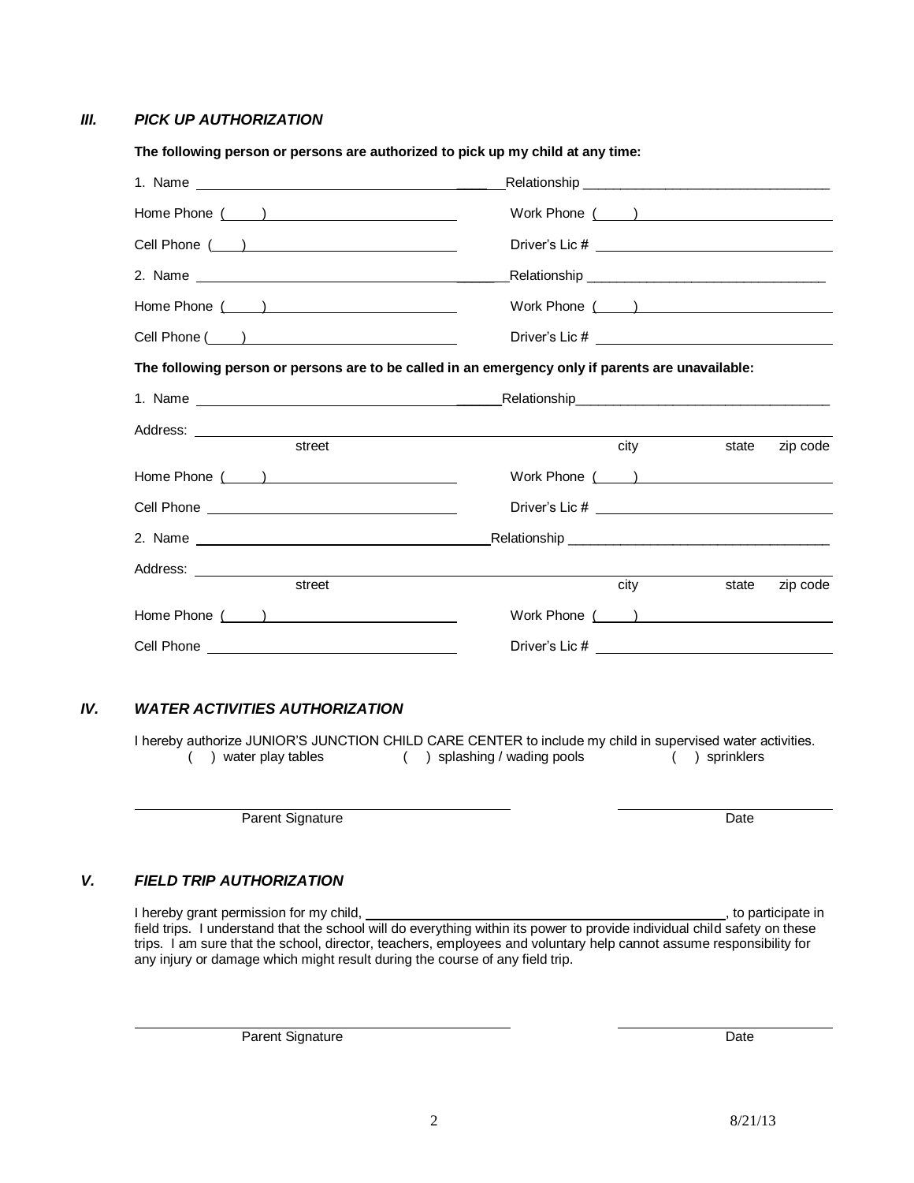## III. *PICK UP AUTHORIZATION*

**The following person or persons are authorized to pick up my child at any time:**

1. Name ______________________________ Relationship ______________________________

Home Phone ( ) ______________________ Work Phone ( ) ______________________

Cell Phone ( ) ______________________ Driver's Lic # ______________________

2. Name ______________________________ Relationship ______________________________

Home Phone ( ) ______________________ Work Phone ( ) ______________________

Cell Phone ( ) ______________________ Driver's Lic # ______________________

**The following person or persons are to be called in an emergency only if parents are unavailable:**

1. Name ______________________________ Relationship ______________________________

Address: ______________________________________________________________________
street city state zip code

Home Phone ( ) ______________________ Work Phone ( ) ______________________

Cell Phone ______________________ Driver's Lic # ______________________

2. Name ______________________________ Relationship ______________________________

Address: ______________________________________________________________________
street city state zip code

Home Phone ( ) ______________________ Work Phone ( ) ______________________

Cell Phone ______________________ Driver's Lic # ______________________

## IV. *WATER ACTIVITIES AUTHORIZATION*

I hereby authorize JUNIOR'S JUNCTION CHILD CARE CENTER to include my child in supervised water activities.
( ) water play tables ( ) splashing / wading pools ( ) sprinklers

______________________________ ______________________
Parent Signature Date

## V. *FIELD TRIP AUTHORIZATION*

I hereby grant permission for my child, ______________________________, to participate in field trips. I understand that the school will do everything within its power to provide individual child safety on these trips. I am sure that the school, director, teachers, employees and voluntary help cannot assume responsibility for any injury or damage which might result during the course of any field trip.

______________________________ ______________________
Parent Signature Date

8/21/13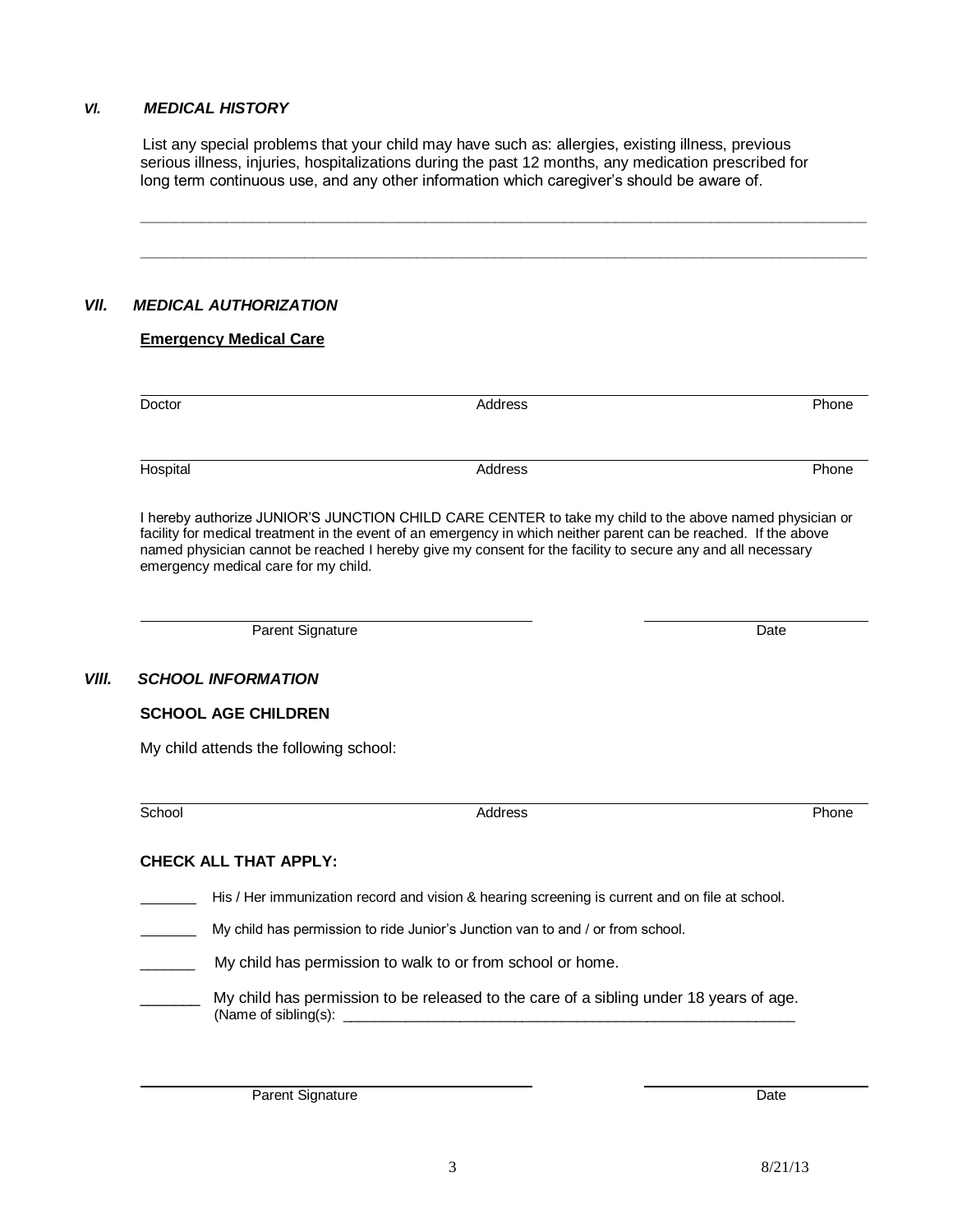## *VI. MEDICAL HISTORY*

List any special problems that your child may have such as: allergies, existing illness, previous serious illness, injuries, hospitalizations during the past 12 months, any medication prescribed for long term continuous use, and any other information which caregiver's should be aware of.

_______________________________________________________________________________________

_______________________________________________________________________________________

## *VII. MEDICAL AUTHORIZATION*

**Emergency Medical Care**

______________________________________________________________________________

Doctor Address Phone

______________________________________________________________________________

Hospital Address Phone

I hereby authorize JUNIOR'S JUNCTION CHILD CARE CENTER to take my child to the above named physician or facility for medical treatment in the event of an emergency in which neither parent can be reached. If the above named physician cannot be reached I hereby give my consent for the facility to secure any and all necessary emergency medical care for my child.

______________________________ ______________

Parent Signature Date

## *VIII. SCHOOL INFORMATION*

**SCHOOL AGE CHILDREN**

My child attends the following school:

______________________________________________________________________________

School Address Phone

**CHECK ALL THAT APPLY:**

_______ His / Her immunization record and vision & hearing screening is current and on file at school.

_______ My child has permission to ride Junior's Junction van to and / or from school.

_______ My child has permission to walk to or from school or home.

_______ My child has permission to be released to the care of a sibling under 18 years of age. (Name of sibling(s): ________________________________________________________

______________________________ ______________

Parent Signature Date

8/21/13